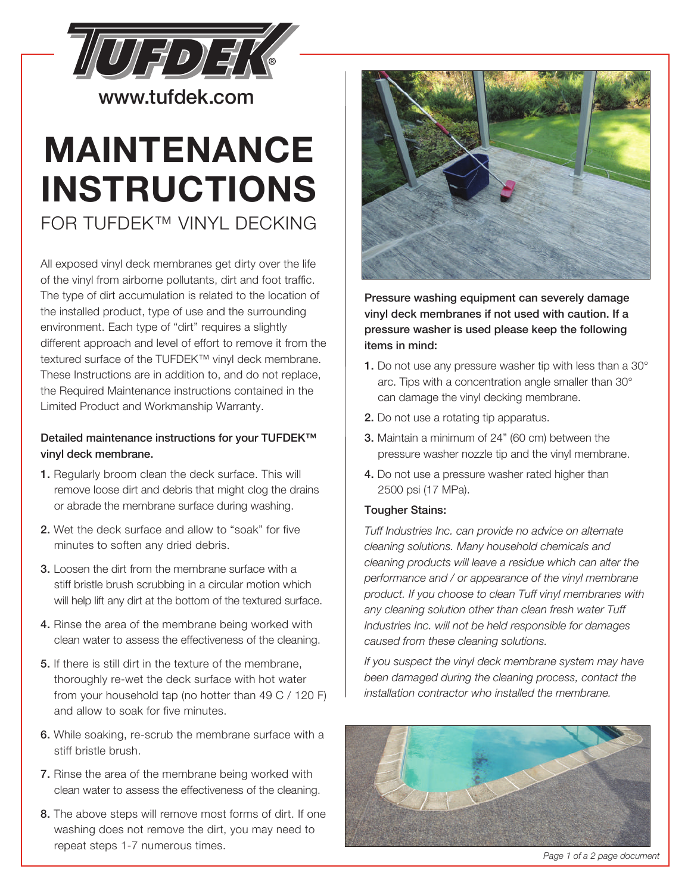# TUFDEK®

www.tufdek.com

# MAINTENANCE INSTRUCTIONS

## FOR TUFDEK™ VINYL DECKING

All exposed vinyl deck membranes get dirty over the life of the vinyl from airborne pollutants, dirt and foot traffic. The type of dirt accumulation is related to the location of the installed product, type of use and the surrounding environment. Each type of "dirt" requires a slightly different approach and level of effort to remove it from the textured surface of the TUFDEK™ vinyl deck membrane. These Instructions are in addition to, and do not replace, the Required Maintenance instructions contained in the Limited Product and Workmanship Warranty.

**Detailed maintenance instructions for your TUFDEK™ vinyl deck membrane.**

1. Regularly broom clean the deck surface. This will remove loose dirt and debris that might clog the drains or abrade the membrane surface during washing.
2. Wet the deck surface and allow to "soak" for five minutes to soften any dried debris.
3. Loosen the dirt from the membrane surface with a stiff bristle brush scrubbing in a circular motion which will help lift any dirt at the bottom of the textured surface.
4. Rinse the area of the membrane being worked with clean water to assess the effectiveness of the cleaning.
5. If there is still dirt in the texture of the membrane, thoroughly re-wet the deck surface with hot water from your household tap (no hotter than 49 C / 120 F) and allow to soak for five minutes.
6. While soaking, re-scrub the membrane surface with a stiff bristle brush.
7. Rinse the area of the membrane being worked with clean water to assess the effectiveness of the cleaning.
8. The above steps will remove most forms of dirt. If one washing does not remove the dirt, you may need to repeat steps 1-7 numerous times.

**Pressure washing equipment can severely damage vinyl deck membranes if not used with caution. If a pressure washer is used please keep the following items in mind:**

1. Do not use any pressure washer tip with less than a 30° arc. Tips with a concentration angle smaller than 30° can damage the vinyl decking membrane.
2. Do not use a rotating tip apparatus.
3. Maintain a minimum of 24" (60 cm) between the pressure washer nozzle tip and the vinyl membrane.
4. Do not use a pressure washer rated higher than 2500 psi (17 MPa).

**Tougher Stains:**

*Tuff Industries Inc. can provide no advice on alternate cleaning solutions. Many household chemicals and cleaning products will leave a residue which can alter the performance and / or appearance of the vinyl membrane product. If you choose to clean Tuff vinyl membranes with any cleaning solution other than clean fresh water Tuff Industries Inc. will not be held responsible for damages caused from these cleaning solutions.*

*If you suspect the vinyl deck membrane system may have been damaged during the cleaning process, contact the installation contractor who installed the membrane.*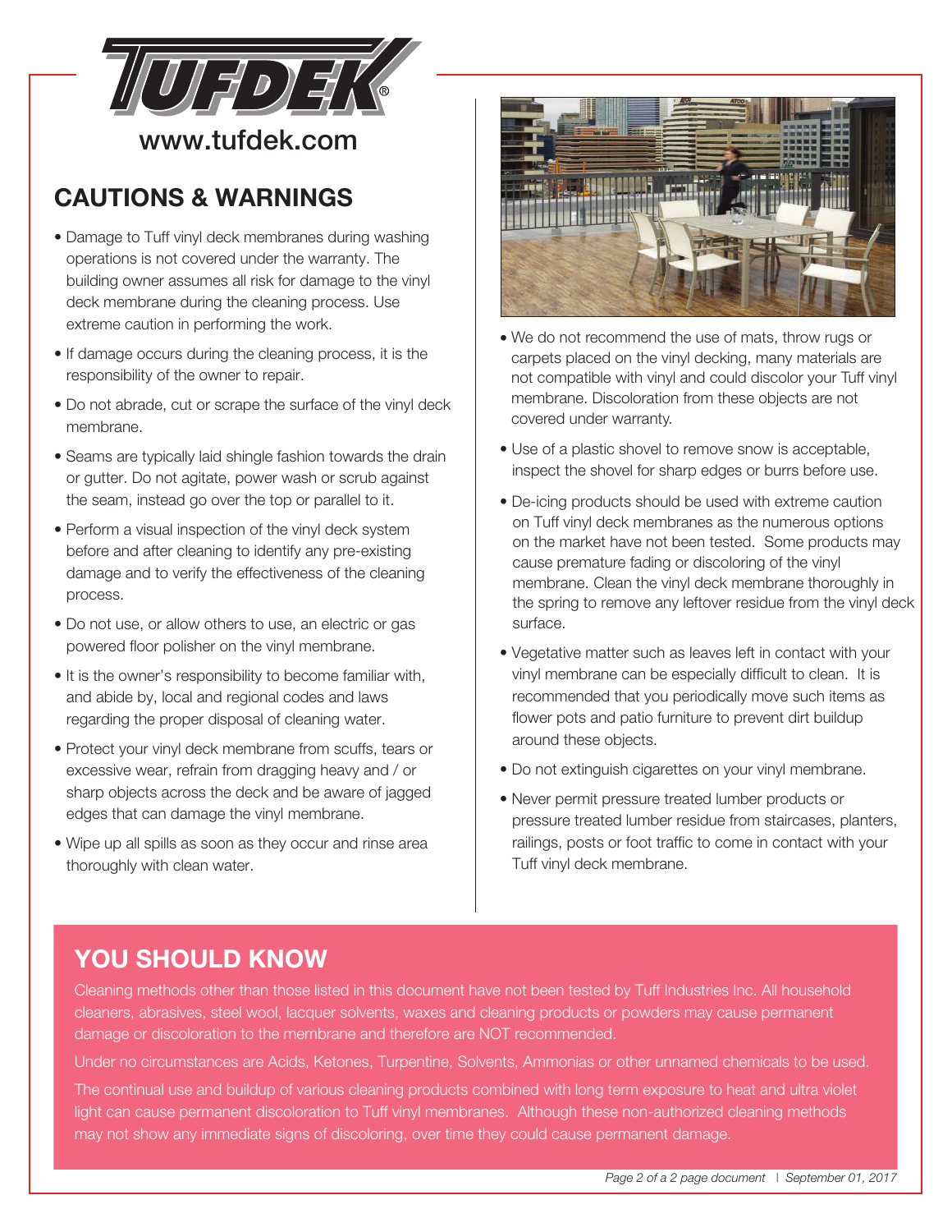TUFDEK®

www.tufdek.com

## CAUTIONS & WARNINGS

- Damage to Tuff vinyl deck membranes during washing operations is not covered under the warranty. The building owner assumes all risk for damage to the vinyl deck membrane during the cleaning process. Use extreme caution in performing the work.
- If damage occurs during the cleaning process, it is the responsibility of the owner to repair.
- Do not abrade, cut or scrape the surface of the vinyl deck membrane.
- Seams are typically laid shingle fashion towards the drain or gutter. Do not agitate, power wash or scrub against the seam, instead go over the top or parallel to it.
- Perform a visual inspection of the vinyl deck system before and after cleaning to identify any pre-existing damage and to verify the effectiveness of the cleaning process.
- Do not use, or allow others to use, an electric or gas powered floor polisher on the vinyl membrane.
- It is the owner's responsibility to become familiar with, and abide by, local and regional codes and laws regarding the proper disposal of cleaning water.
- Protect your vinyl deck membrane from scuffs, tears or excessive wear, refrain from dragging heavy and / or sharp objects across the deck and be aware of jagged edges that can damage the vinyl membrane.
- Wipe up all spills as soon as they occur and rinse area thoroughly with clean water.
- We do not recommend the use of mats, throw rugs or carpets placed on the vinyl decking, many materials are not compatible with vinyl and could discolor your Tuff vinyl membrane. Discoloration from these objects are not covered under warranty.
- Use of a plastic shovel to remove snow is acceptable, inspect the shovel for sharp edges or burrs before use.
- De-icing products should be used with extreme caution on Tuff vinyl deck membranes as the numerous options on the market have not been tested. Some products may cause premature fading or discoloring of the vinyl membrane. Clean the vinyl deck membrane thoroughly in the spring to remove any leftover residue from the vinyl deck surface.
- Vegetative matter such as leaves left in contact with your vinyl membrane can be especially difficult to clean. It is recommended that you periodically move such items as flower pots and patio furniture to prevent dirt buildup around these objects.
- Do not extinguish cigarettes on your vinyl membrane.
- Never permit pressure treated lumber products or pressure treated lumber residue from staircases, planters, railings, posts or foot traffic to come in contact with your Tuff vinyl deck membrane.

## YOU SHOULD KNOW

Cleaning methods other than those listed in this document have not been tested by Tuff Industries Inc. All household cleaners, abrasives, steel wool, lacquer solvents, waxes and cleaning products or powders may cause permanent damage or discoloration to the membrane and therefore are NOT recommended.

Under no circumstances are Acids, Ketones, Turpentine, Solvents, Ammonias or other unnamed chemicals to be used.

The continual use and buildup of various cleaning products combined with long term exposure to heat and ultra violet light can cause permanent discoloration to Tuff vinyl membranes. Although these non-authorized cleaning methods may not show any immediate signs of discoloring, over time they could cause permanent damage.

*September 01, 2017*